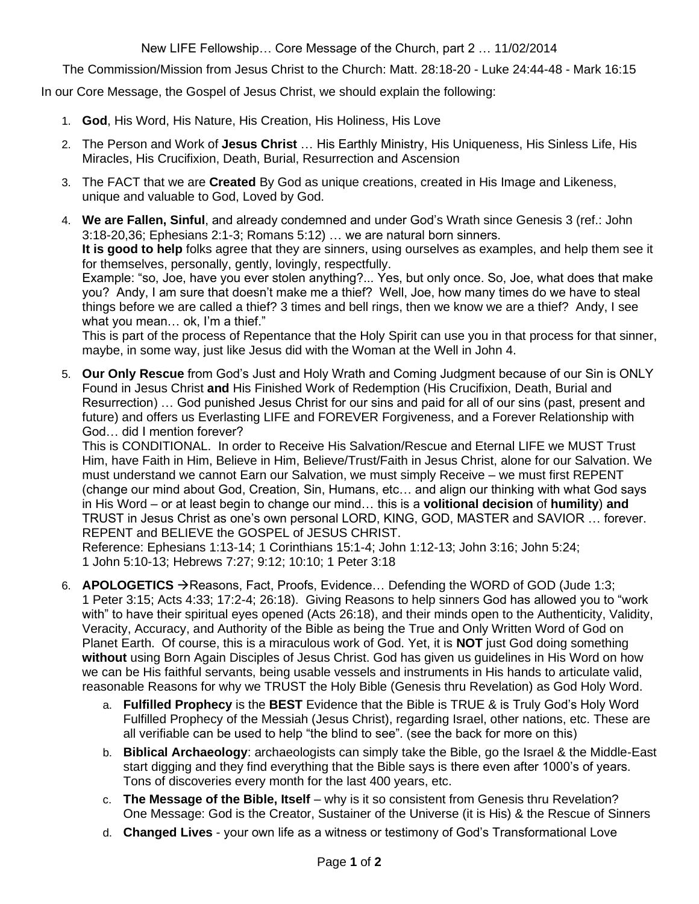New LIFE Fellowship… Core Message of the Church, part 2 … 11/02/2014

The Commission/Mission from Jesus Christ to the Church: Matt. 28:18-20 - Luke 24:44-48 - Mark 16:15

In our Core Message, the Gospel of Jesus Christ, we should explain the following:

1. **God**, His Word, His Nature, His Creation, His Holiness, His Love
2. The Person and Work of **Jesus Christ** … His Earthly Ministry, His Uniqueness, His Sinless Life, His Miracles, His Crucifixion, Death, Burial, Resurrection and Ascension
3. The FACT that we are **Created** By God as unique creations, created in His Image and Likeness, unique and valuable to God, Loved by God.
4. **We are Fallen, Sinful**, and already condemned and under God's Wrath since Genesis 3 (ref.: John 3:18-20,36; Ephesians 2:1-3; Romans 5:12) … we are natural born sinners.
   **It is good to help** folks agree that they are sinners, using ourselves as examples, and help them see it for themselves, personally, gently, lovingly, respectfully.
   Example: "so, Joe, have you ever stolen anything?... Yes, but only once. So, Joe, what does that make you? Andy, I am sure that doesn't make me a thief? Well, Joe, how many times do we have to steal things before we are called a thief? 3 times and bell rings, then we know we are a thief? Andy, I see what you mean… ok, I'm a thief."
   This is part of the process of Repentance that the Holy Spirit can use you in that process for that sinner, maybe, in some way, just like Jesus did with the Woman at the Well in John 4.
5. **Our Only Rescue** from God's Just and Holy Wrath and Coming Judgment because of our Sin is ONLY Found in Jesus Christ **and** His Finished Work of Redemption (His Crucifixion, Death, Burial and Resurrection) … God punished Jesus Christ for our sins and paid for all of our sins (past, present and future) and offers us Everlasting LIFE and FOREVER Forgiveness, and a Forever Relationship with God… did I mention forever?
   This is CONDITIONAL. In order to Receive His Salvation/Rescue and Eternal LIFE we MUST Trust Him, have Faith in Him, Believe in Him, Believe/Trust/Faith in Jesus Christ, alone for our Salvation. We must understand we cannot Earn our Salvation, we must simply Receive – we must first REPENT (change our mind about God, Creation, Sin, Humans, etc… and align our thinking with what God says in His Word – or at least begin to change our mind… this is a **volitional decision** of **humility**) **and** TRUST in Jesus Christ as one's own personal LORD, KING, GOD, MASTER and SAVIOR … forever. REPENT and BELIEVE the GOSPEL of JESUS CHRIST.
   Reference: Ephesians 1:13-14; 1 Corinthians 15:1-4; John 1:12-13; John 3:16; John 5:24; 1 John 5:10-13; Hebrews 7:27; 9:12; 10:10; 1 Peter 3:18
6. **APOLOGETICS** →Reasons, Fact, Proofs, Evidence… Defending the WORD of GOD (Jude 1:3; 1 Peter 3:15; Acts 4:33; 17:2-4; 26:18). Giving Reasons to help sinners God has allowed you to "work with" to have their spiritual eyes opened (Acts 26:18), and their minds open to the Authenticity, Validity, Veracity, Accuracy, and Authority of the Bible as being the True and Only Written Word of God on Planet Earth. Of course, this is a miraculous work of God. Yet, it is **NOT** just God doing something **without** using Born Again Disciples of Jesus Christ. God has given us guidelines in His Word on how we can be His faithful servants, being usable vessels and instruments in His hands to articulate valid, reasonable Reasons for why we TRUST the Holy Bible (Genesis thru Revelation) as God Holy Word.
   a. **Fulfilled Prophecy** is the **BEST** Evidence that the Bible is TRUE & is Truly God's Holy Word Fulfilled Prophecy of the Messiah (Jesus Christ), regarding Israel, other nations, etc. These are all verifiable can be used to help "the blind to see". (see the back for more on this)
   b. **Biblical Archaeology**: archaeologists can simply take the Bible, go the Israel & the Middle-East start digging and they find everything that the Bible says is there even after 1000's of years. Tons of discoveries every month for the last 400 years, etc.
   c. **The Message of the Bible, Itself** – why is it so consistent from Genesis thru Revelation? One Message: God is the Creator, Sustainer of the Universe (it is His) & the Rescue of Sinners
   d. **Changed Lives** - your own life as a witness or testimony of God's Transformational Love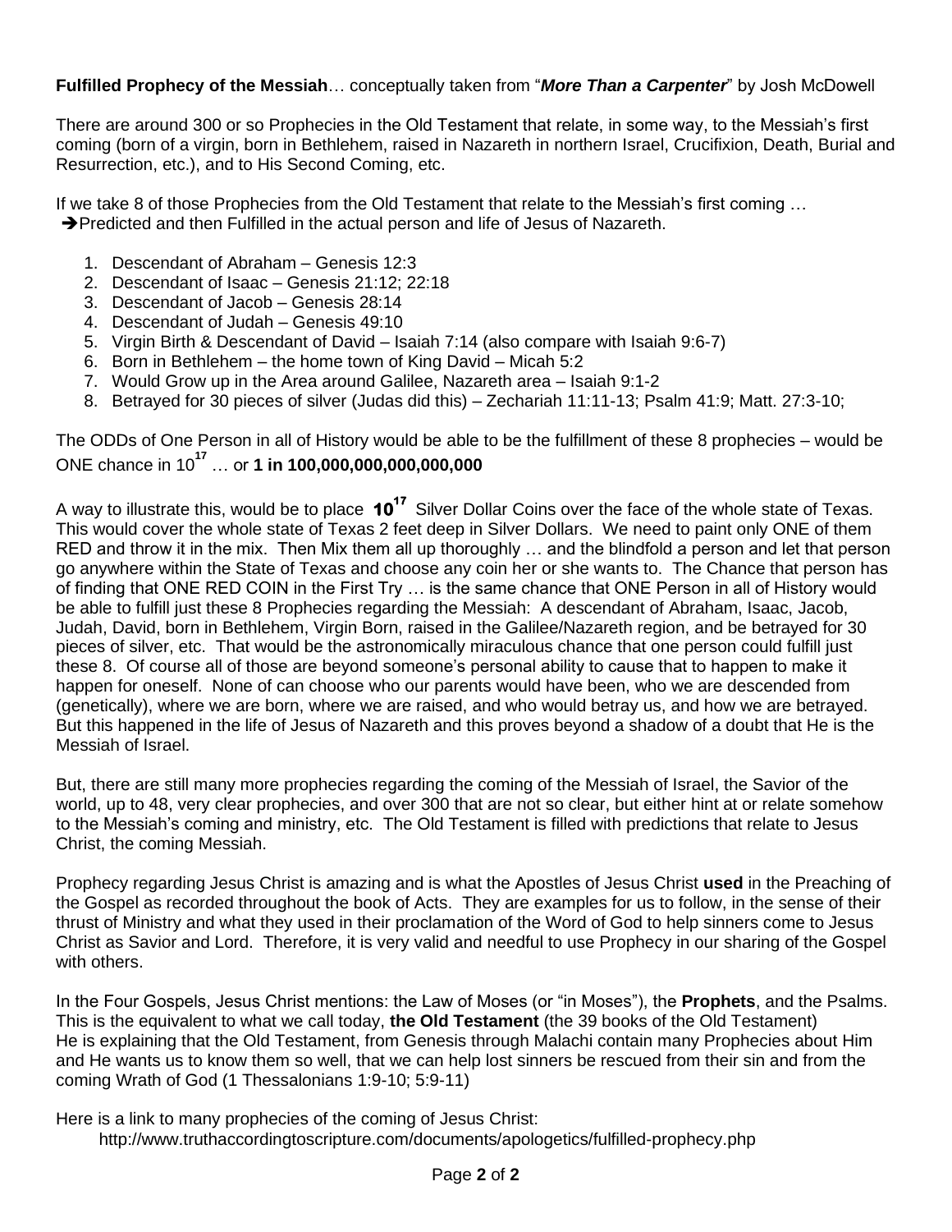**Fulfilled Prophecy of the Messiah**… conceptually taken from "***More Than a Carpenter***" by Josh McDowell

There are around 300 or so Prophecies in the Old Testament that relate, in some way, to the Messiah's first coming (born of a virgin, born in Bethlehem, raised in Nazareth in northern Israel, Crucifixion, Death, Burial and Resurrection, etc.), and to His Second Coming, etc.

If we take 8 of those Prophecies from the Old Testament that relate to the Messiah's first coming …
➔Predicted and then Fulfilled in the actual person and life of Jesus of Nazareth.

1. Descendant of Abraham – Genesis 12:3
2. Descendant of Isaac – Genesis 21:12; 22:18
3. Descendant of Jacob – Genesis 28:14
4. Descendant of Judah – Genesis 49:10
5. Virgin Birth & Descendant of David – Isaiah 7:14 (also compare with Isaiah 9:6-7)
6. Born in Bethlehem – the home town of King David – Micah 5:2
7. Would Grow up in the Area around Galilee, Nazareth area – Isaiah 9:1-2
8. Betrayed for 30 pieces of silver (Judas did this) – Zechariah 11:11-13; Psalm 41:9; Matt. 27:3-10;

The ODDs of One Person in all of History would be able to be the fulfillment of these 8 prophecies – would be ONE chance in $10^{17}$ … or **1 in 100,000,000,000,000,000**

A way to illustrate this, would be to place **$10^{17}$** Silver Dollar Coins over the face of the whole state of Texas. This would cover the whole state of Texas 2 feet deep in Silver Dollars. We need to paint only ONE of them RED and throw it in the mix. Then Mix them all up thoroughly … and the blindfold a person and let that person go anywhere within the State of Texas and choose any coin her or she wants to. The Chance that person has of finding that ONE RED COIN in the First Try … is the same chance that ONE Person in all of History would be able to fulfill just these 8 Prophecies regarding the Messiah: A descendant of Abraham, Isaac, Jacob, Judah, David, born in Bethlehem, Virgin Born, raised in the Galilee/Nazareth region, and be betrayed for 30 pieces of silver, etc. That would be the astronomically miraculous chance that one person could fulfill just these 8. Of course all of those are beyond someone's personal ability to cause that to happen to make it happen for oneself. None of can choose who our parents would have been, who we are descended from (genetically), where we are born, where we are raised, and who would betray us, and how we are betrayed. But this happened in the life of Jesus of Nazareth and this proves beyond a shadow of a doubt that He is the Messiah of Israel.

But, there are still many more prophecies regarding the coming of the Messiah of Israel, the Savior of the world, up to 48, very clear prophecies, and over 300 that are not so clear, but either hint at or relate somehow to the Messiah's coming and ministry, etc. The Old Testament is filled with predictions that relate to Jesus Christ, the coming Messiah.

Prophecy regarding Jesus Christ is amazing and is what the Apostles of Jesus Christ **used** in the Preaching of the Gospel as recorded throughout the book of Acts. They are examples for us to follow, in the sense of their thrust of Ministry and what they used in their proclamation of the Word of God to help sinners come to Jesus Christ as Savior and Lord. Therefore, it is very valid and needful to use Prophecy in our sharing of the Gospel with others.

In the Four Gospels, Jesus Christ mentions: the Law of Moses (or "in Moses"), the **Prophets**, and the Psalms. This is the equivalent to what we call today, **the Old Testament** (the 39 books of the Old Testament) He is explaining that the Old Testament, from Genesis through Malachi contain many Prophecies about Him and He wants us to know them so well, that we can help lost sinners be rescued from their sin and from the coming Wrath of God (1 Thessalonians 1:9-10; 5:9-11)

Here is a link to many prophecies of the coming of Jesus Christ:
http://www.truthaccordingtoscripture.com/documents/apologetics/fulfilled-prophecy.php